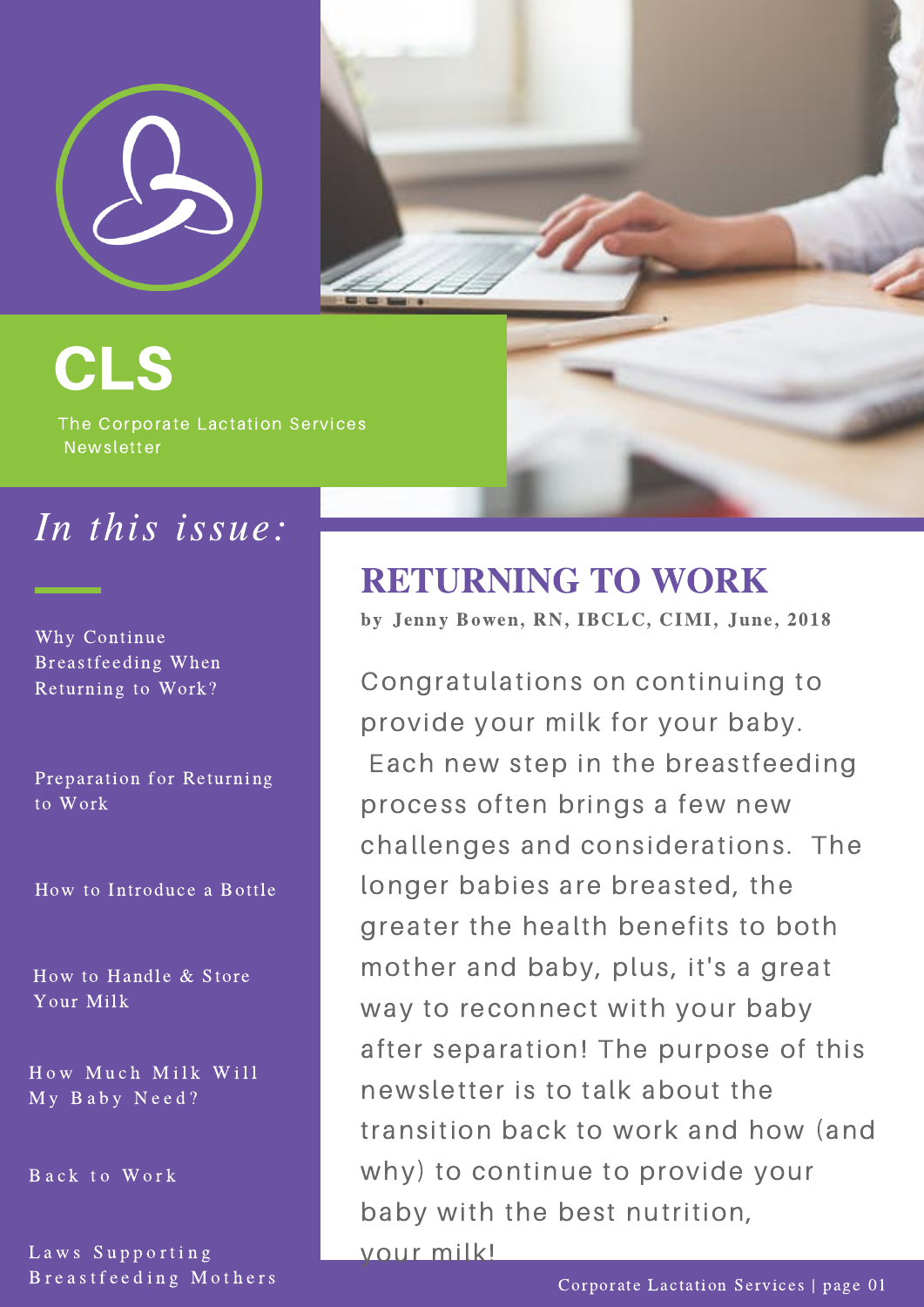# CLS

The Corporate Lactation Services Newsletter

## *In this issue:*

- Why Continue Breastfeeding When Returning to Work?
- Preparation for Returning to Work
- How to Introduce a Bottle
- How to Handle & Store Your Milk
- How Much Milk Will My Baby Need?
- Back to Work
- Laws Supporting Breastfeeding Mothers

## RETURNING TO WORK

**by Jenny Bowen, RN, IBCLC, CIMI, June, 2018**

Congratulations on continuing to provide your milk for your baby. Each new step in the breastfeeding process often brings a few new challenges and considerations. The longer babies are breasted, the greater the health benefits to both mother and baby, plus, it's a great way to reconnect with your baby after separation! The purpose of this newsletter is to talk about the transition back to work and how (and why) to continue to provide your baby with the best nutrition, your milk!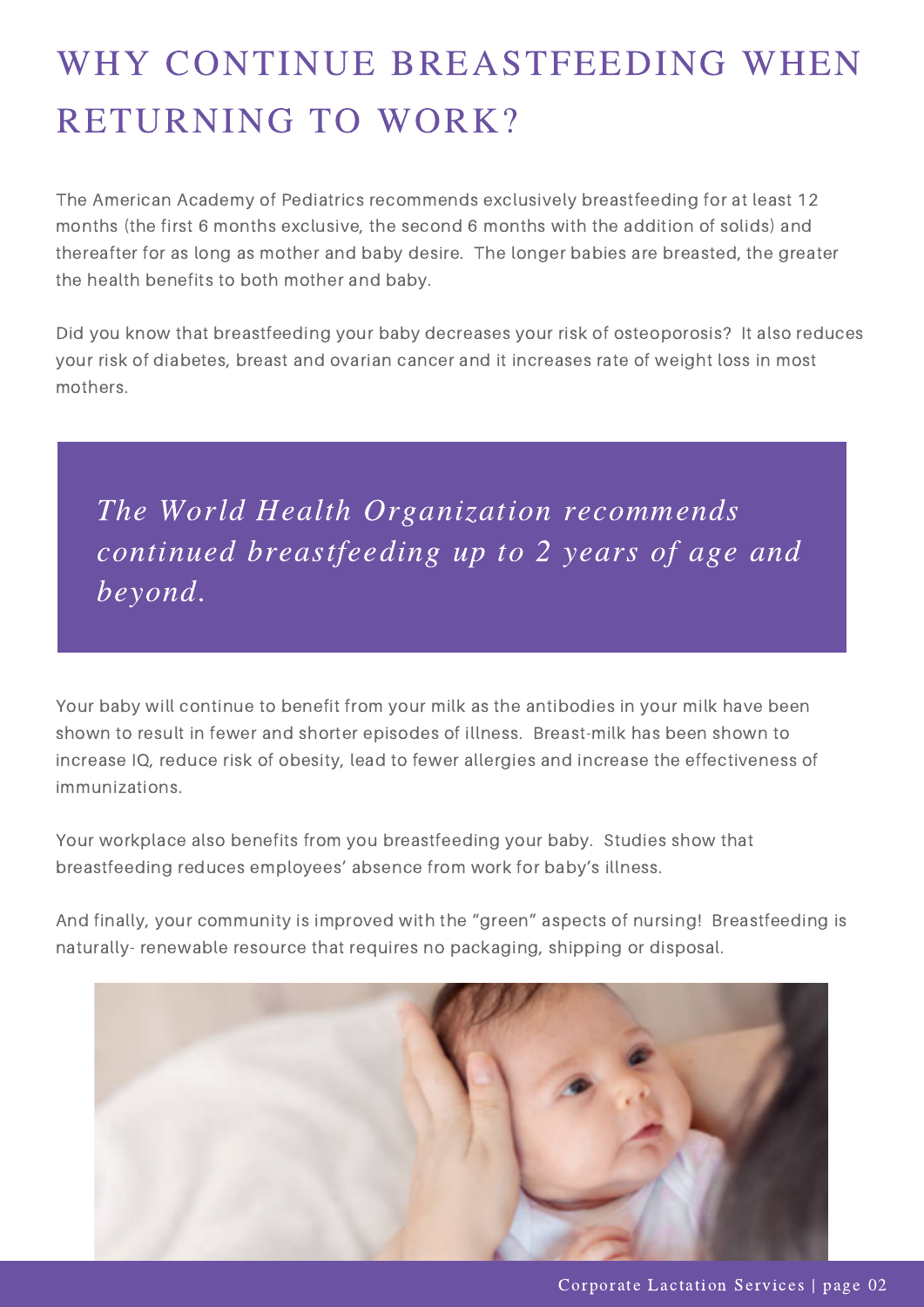# WHY CONTINUE BREASTFEEDING WHEN RETURNING TO WORK?

The American Academy of Pediatrics recommends exclusively breastfeeding for at least 12 months (the first 6 months exclusive, the second 6 months with the addition of solids) and thereafter for as long as mother and baby desire. The longer babies are breasted, the greater the health benefits to both mother and baby.

Did you know that breastfeeding your baby decreases your risk of osteoporosis? It also reduces your risk of diabetes, breast and ovarian cancer and it increases rate of weight loss in most mothers.

*The World Health Organization recommends continued breastfeeding up to 2 years of age and beyond.*

Your baby will continue to benefit from your milk as the antibodies in your milk have been shown to result in fewer and shorter episodes of illness. Breast-milk has been shown to increase IQ, reduce risk of obesity, lead to fewer allergies and increase the effectiveness of immunizations.

Your workplace also benefits from you breastfeeding your baby. Studies show that breastfeeding reduces employees' absence from work for baby's illness.

And finally, your community is improved with the "green" aspects of nursing! Breastfeeding is naturally- renewable resource that requires no packaging, shipping or disposal.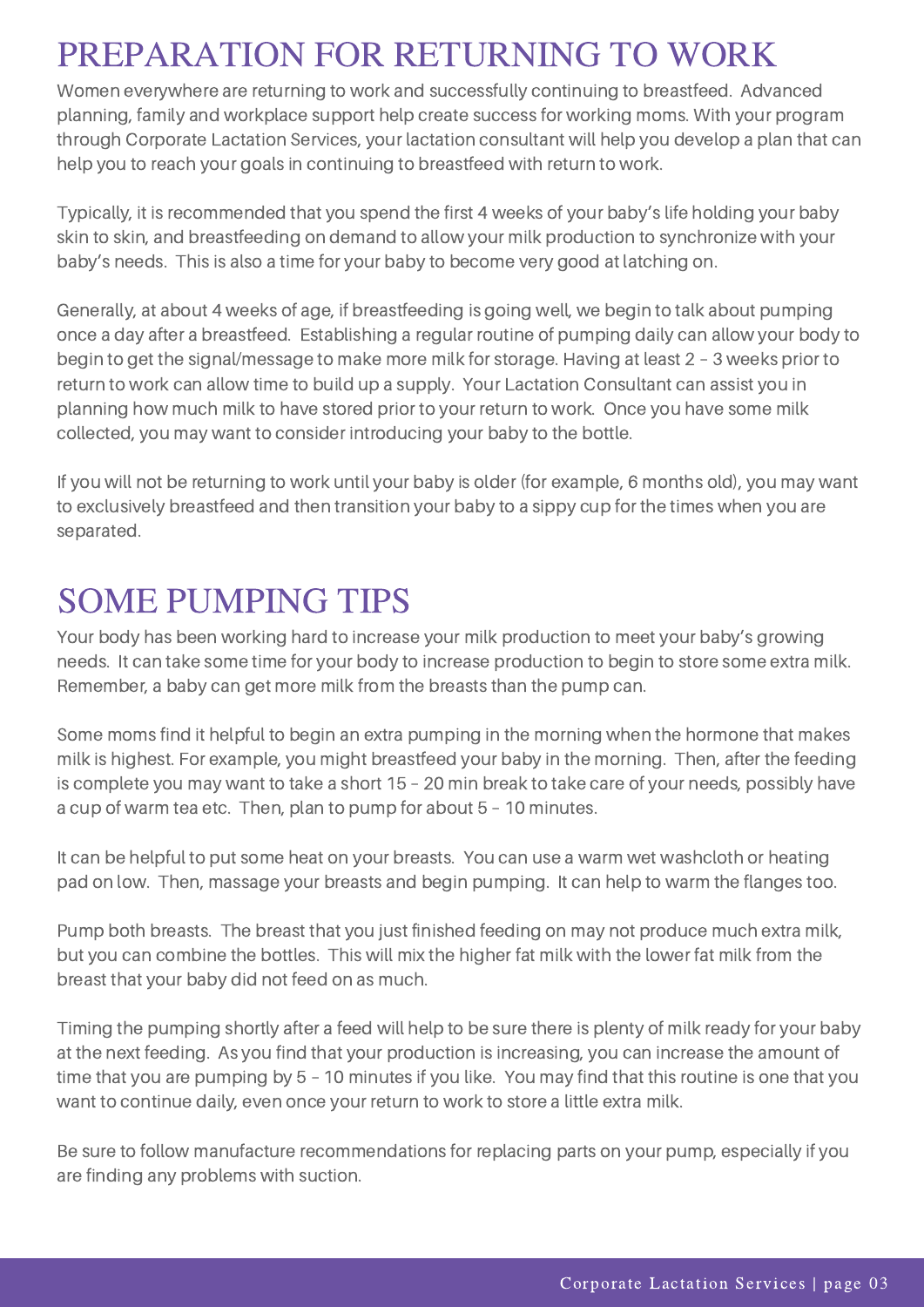# PREPARATION FOR RETURNING TO WORK

Women everywhere are returning to work and successfully continuing to breastfeed. Advanced planning, family and workplace support help create success for working moms. With your program through Corporate Lactation Services, your lactation consultant will help you develop a plan that can help you to reach your goals in continuing to breastfeed with return to work.

Typically, it is recommended that you spend the first 4 weeks of your baby's life holding your baby skin to skin, and breastfeeding on demand to allow your milk production to synchronize with your baby's needs. This is also a time for your baby to become very good at latching on.

Generally, at about 4 weeks of age, if breastfeeding is going well, we begin to talk about pumping once a day after a breastfeed. Establishing a regular routine of pumping daily can allow your body to begin to get the signal/message to make more milk for storage. Having at least 2 – 3 weeks prior to return to work can allow time to build up a supply. Your Lactation Consultant can assist you in planning how much milk to have stored prior to your return to work. Once you have some milk collected, you may want to consider introducing your baby to the bottle.

If you will not be returning to work until your baby is older (for example, 6 months old), you may want to exclusively breastfeed and then transition your baby to a sippy cup for the times when you are separated.

# SOME PUMPING TIPS

Your body has been working hard to increase your milk production to meet your baby's growing needs. It can take some time for your body to increase production to begin to store some extra milk. Remember, a baby can get more milk from the breasts than the pump can.

Some moms find it helpful to begin an extra pumping in the morning when the hormone that makes milk is highest. For example, you might breastfeed your baby in the morning. Then, after the feeding is complete you may want to take a short 15 – 20 min break to take care of your needs, possibly have a cup of warm tea etc. Then, plan to pump for about 5 – 10 minutes.

It can be helpful to put some heat on your breasts. You can use a warm wet washcloth or heating pad on low. Then, massage your breasts and begin pumping. It can help to warm the flanges too.

Pump both breasts. The breast that you just finished feeding on may not produce much extra milk, but you can combine the bottles. This will mix the higher fat milk with the lower fat milk from the breast that your baby did not feed on as much.

Timing the pumping shortly after a feed will help to be sure there is plenty of milk ready for your baby at the next feeding. As you find that your production is increasing, you can increase the amount of time that you are pumping by 5 – 10 minutes if you like. You may find that this routine is one that you want to continue daily, even once your return to work to store a little extra milk.

Be sure to follow manufacture recommendations for replacing parts on your pump, especially if you are finding any problems with suction.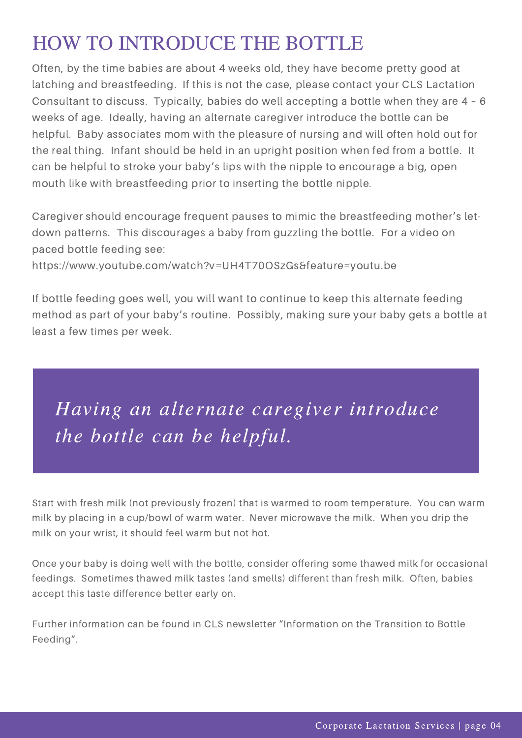# HOW TO INTRODUCE THE BOTTLE

Often, by the time babies are about 4 weeks old, they have become pretty good at latching and breastfeeding. If this is not the case, please contact your CLS Lactation Consultant to discuss. Typically, babies do well accepting a bottle when they are 4 – 6 weeks of age. Ideally, having an alternate caregiver introduce the bottle can be helpful. Baby associates mom with the pleasure of nursing and will often hold out for the real thing. Infant should be held in an upright position when fed from a bottle. It can be helpful to stroke your baby's lips with the nipple to encourage a big, open mouth like with breastfeeding prior to inserting the bottle nipple.

Caregiver should encourage frequent pauses to mimic the breastfeeding mother's let-down patterns. This discourages a baby from guzzling the bottle. For a video on paced bottle feeding see:
https://www.youtube.com/watch?v=UH4T70OSzGs&feature=youtu.be

If bottle feeding goes well, you will want to continue to keep this alternate feeding method as part of your baby's routine. Possibly, making sure your baby gets a bottle at least a few times per week.

> *Having an alternate caregiver introduce the bottle can be helpful.*

Start with fresh milk (not previously frozen) that is warmed to room temperature. You can warm milk by placing in a cup/bowl of warm water. Never microwave the milk. When you drip the milk on your wrist, it should feel warm but not hot.

Once your baby is doing well with the bottle, consider offering some thawed milk for occasional feedings. Sometimes thawed milk tastes (and smells) different than fresh milk. Often, babies accept this taste difference better early on.

Further information can be found in CLS newsletter "Information on the Transition to Bottle Feeding".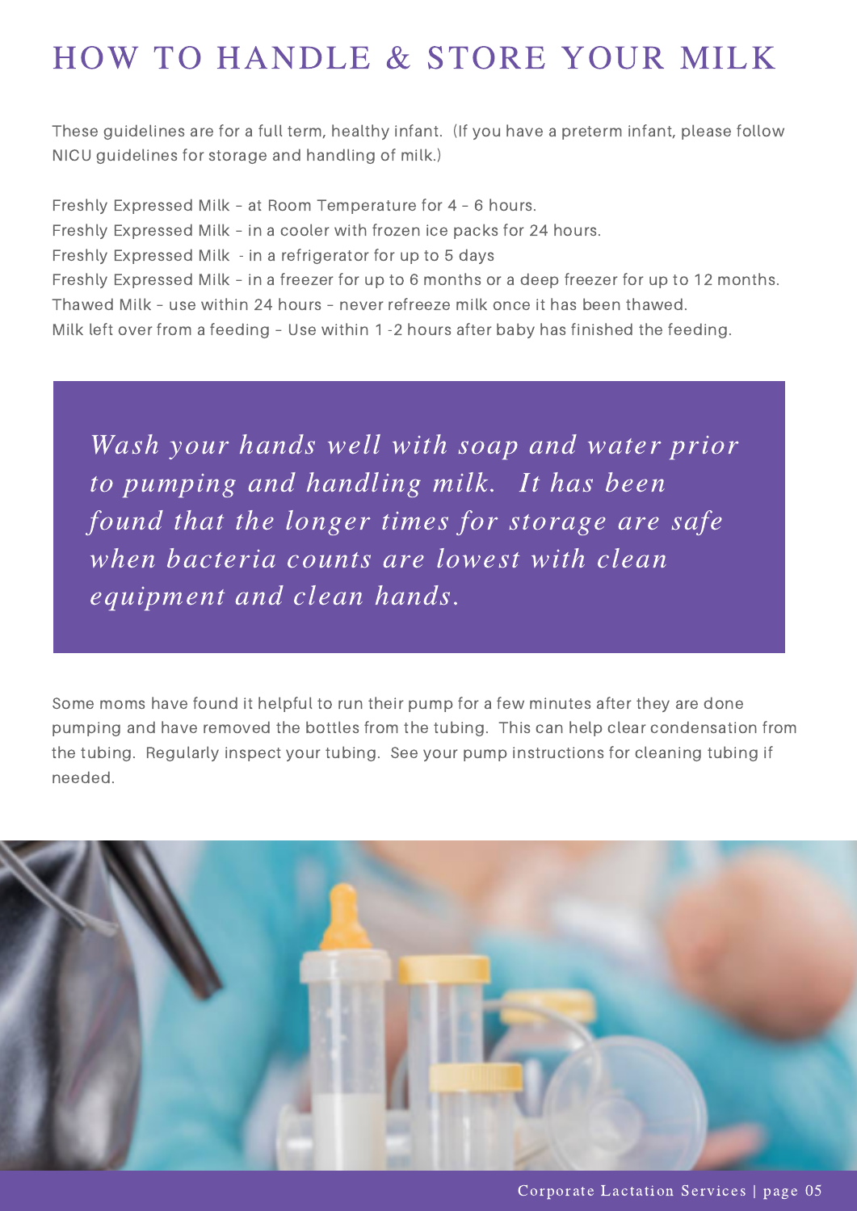# HOW TO HANDLE & STORE YOUR MILK

These guidelines are for a full term, healthy infant. (If you have a preterm infant, please follow NICU guidelines for storage and handling of milk.)

Freshly Expressed Milk – at Room Temperature for 4 – 6 hours.
Freshly Expressed Milk – in a cooler with frozen ice packs for 24 hours.
Freshly Expressed Milk - in a refrigerator for up to 5 days
Freshly Expressed Milk – in a freezer for up to 6 months or a deep freezer for up to 12 months.
Thawed Milk – use within 24 hours – never refreeze milk once it has been thawed.
Milk left over from a feeding – Use within 1 -2 hours after baby has finished the feeding.

*Wash your hands well with soap and water prior to pumping and handling milk. It has been found that the longer times for storage are safe when bacteria counts are lowest with clean equipment and clean hands.*

Some moms have found it helpful to run their pump for a few minutes after they are done pumping and have removed the bottles from the tubing. This can help clear condensation from the tubing. Regularly inspect your tubing. See your pump instructions for cleaning tubing if needed.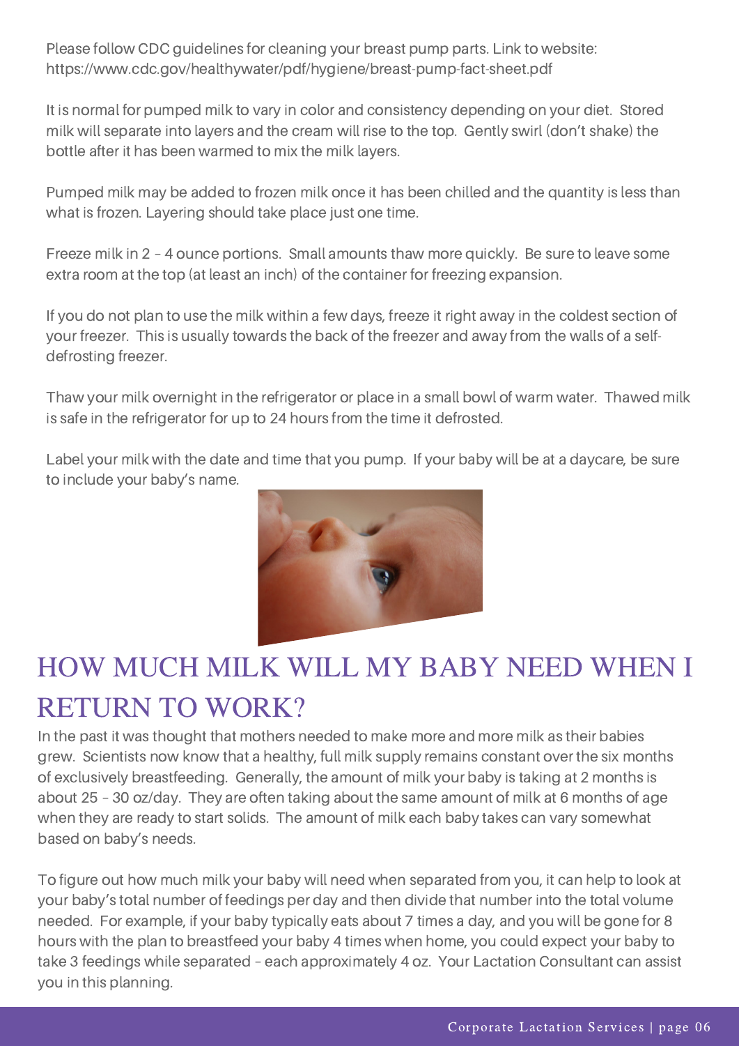Please follow CDC guidelines for cleaning your breast pump parts. Link to website: https://www.cdc.gov/healthywater/pdf/hygiene/breast-pump-fact-sheet.pdf

It is normal for pumped milk to vary in color and consistency depending on your diet. Stored milk will separate into layers and the cream will rise to the top. Gently swirl (don't shake) the bottle after it has been warmed to mix the milk layers.

Pumped milk may be added to frozen milk once it has been chilled and the quantity is less than what is frozen. Layering should take place just one time.

Freeze milk in 2 – 4 ounce portions. Small amounts thaw more quickly. Be sure to leave some extra room at the top (at least an inch) of the container for freezing expansion.

If you do not plan to use the milk within a few days, freeze it right away in the coldest section of your freezer. This is usually towards the back of the freezer and away from the walls of a self-defrosting freezer.

Thaw your milk overnight in the refrigerator or place in a small bowl of warm water. Thawed milk is safe in the refrigerator for up to 24 hours from the time it defrosted.

Label your milk with the date and time that you pump. If your baby will be at a daycare, be sure to include your baby's name.

## HOW MUCH MILK WILL MY BABY NEED WHEN I RETURN TO WORK?

In the past it was thought that mothers needed to make more and more milk as their babies grew. Scientists now know that a healthy, full milk supply remains constant over the six months of exclusively breastfeeding. Generally, the amount of milk your baby is taking at 2 months is about 25 – 30 oz/day. They are often taking about the same amount of milk at 6 months of age when they are ready to start solids. The amount of milk each baby takes can vary somewhat based on baby's needs.

To figure out how much milk your baby will need when separated from you, it can help to look at your baby's total number of feedings per day and then divide that number into the total volume needed. For example, if your baby typically eats about 7 times a day, and you will be gone for 8 hours with the plan to breastfeed your baby 4 times when home, you could expect your baby to take 3 feedings while separated – each approximately 4 oz. Your Lactation Consultant can assist you in this planning.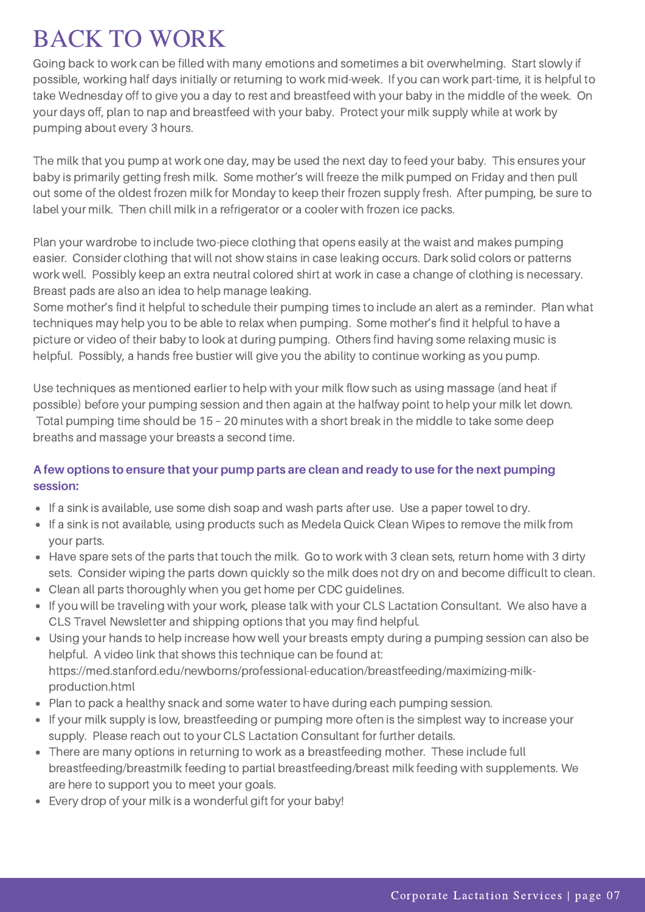# BACK TO WORK

Going back to work can be filled with many emotions and sometimes a bit overwhelming. Start slowly if possible, working half days initially or returning to work mid-week. If you can work part-time, it is helpful to take Wednesday off to give you a day to rest and breastfeed with your baby in the middle of the week. On your days off, plan to nap and breastfeed with your baby. Protect your milk supply while at work by pumping about every 3 hours.

The milk that you pump at work one day, may be used the next day to feed your baby. This ensures your baby is primarily getting fresh milk. Some mother's will freeze the milk pumped on Friday and then pull out some of the oldest frozen milk for Monday to keep their frozen supply fresh. After pumping, be sure to label your milk. Then chill milk in a refrigerator or a cooler with frozen ice packs.

Plan your wardrobe to include two-piece clothing that opens easily at the waist and makes pumping easier. Consider clothing that will not show stains in case leaking occurs. Dark solid colors or patterns work well. Possibly keep an extra neutral colored shirt at work in case a change of clothing is necessary. Breast pads are also an idea to help manage leaking.
Some mother's find it helpful to schedule their pumping times to include an alert as a reminder. Plan what techniques may help you to be able to relax when pumping. Some mother's find it helpful to have a picture or video of their baby to look at during pumping. Others find having some relaxing music is helpful. Possibly, a hands free bustier will give you the ability to continue working as you pump.

Use techniques as mentioned earlier to help with your milk flow such as using massage (and heat if possible) before your pumping session and then again at the halfway point to help your milk let down. Total pumping time should be 15 – 20 minutes with a short break in the middle to take some deep breaths and massage your breasts a second time.

**A few options to ensure that your pump parts are clean and ready to use for the next pumping session:**

- If a sink is available, use some dish soap and wash parts after use. Use a paper towel to dry.
- If a sink is not available, using products such as Medela Quick Clean Wipes to remove the milk from your parts.
- Have spare sets of the parts that touch the milk. Go to work with 3 clean sets, return home with 3 dirty sets. Consider wiping the parts down quickly so the milk does not dry on and become difficult to clean.
- Clean all parts thoroughly when you get home per CDC guidelines.
- If you will be traveling with your work, please talk with your CLS Lactation Consultant. We also have a CLS Travel Newsletter and shipping options that you may find helpful.
- Using your hands to help increase how well your breasts empty during a pumping session can also be helpful. A video link that shows this technique can be found at: https://med.stanford.edu/newborns/professional-education/breastfeeding/maximizing-milk-production.html
- Plan to pack a healthy snack and some water to have during each pumping session.
- If your milk supply is low, breastfeeding or pumping more often is the simplest way to increase your supply. Please reach out to your CLS Lactation Consultant for further details.
- There are many options in returning to work as a breastfeeding mother. These include full breastfeeding/breastmilk feeding to partial breastfeeding/breast milk feeding with supplements. We are here to support you to meet your goals.
- Every drop of your milk is a wonderful gift for your baby!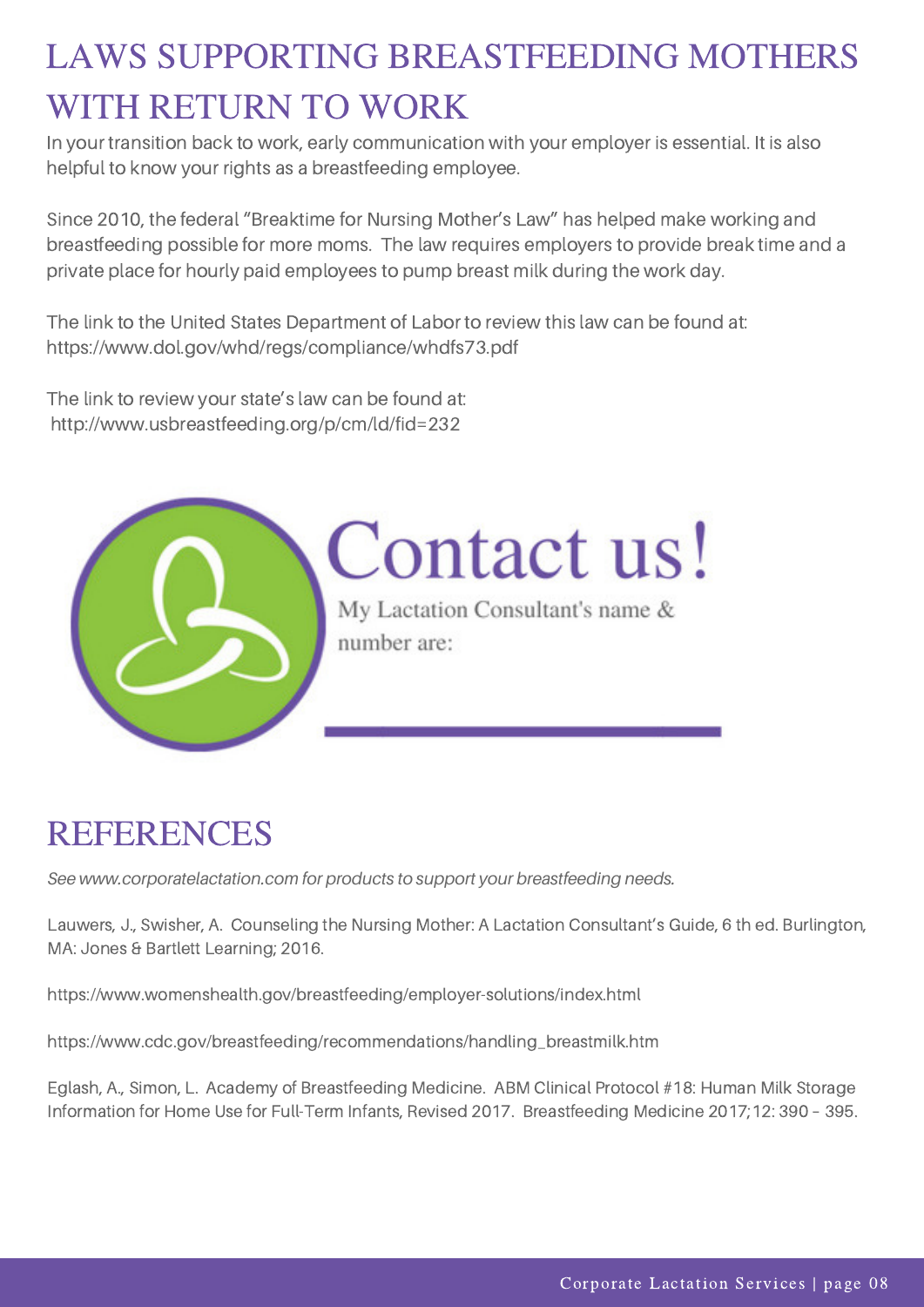# LAWS SUPPORTING BREASTFEEDING MOTHERS WITH RETURN TO WORK

In your transition back to work, early communication with your employer is essential. It is also helpful to know your rights as a breastfeeding employee.

Since 2010, the federal "Breaktime for Nursing Mother's Law" has helped make working and breastfeeding possible for more moms. The law requires employers to provide break time and a private place for hourly paid employees to pump breast milk during the work day.

The link to the United States Department of Labor to review this law can be found at:
https://www.dol.gov/whd/regs/compliance/whdfs73.pdf

The link to review your state's law can be found at:
http://www.usbreastfeeding.org/p/cm/ld/fid=232

# Contact us!

My Lactation Consultant's name & number are:

______________________________

# REFERENCES

*See www.corporatelactation.com for products to support your breastfeeding needs.*

Lauwers, J., Swisher, A. Counseling the Nursing Mother: A Lactation Consultant's Guide, 6 th ed. Burlington, MA: Jones & Bartlett Learning; 2016.

https://www.womenshealth.gov/breastfeeding/employer-solutions/index.html

https://www.cdc.gov/breastfeeding/recommendations/handling_breastmilk.htm

Eglash, A., Simon, L. Academy of Breastfeeding Medicine. ABM Clinical Protocol #18: Human Milk Storage Information for Home Use for Full-Term Infants, Revised 2017. Breastfeeding Medicine 2017; 12: 390 – 395.